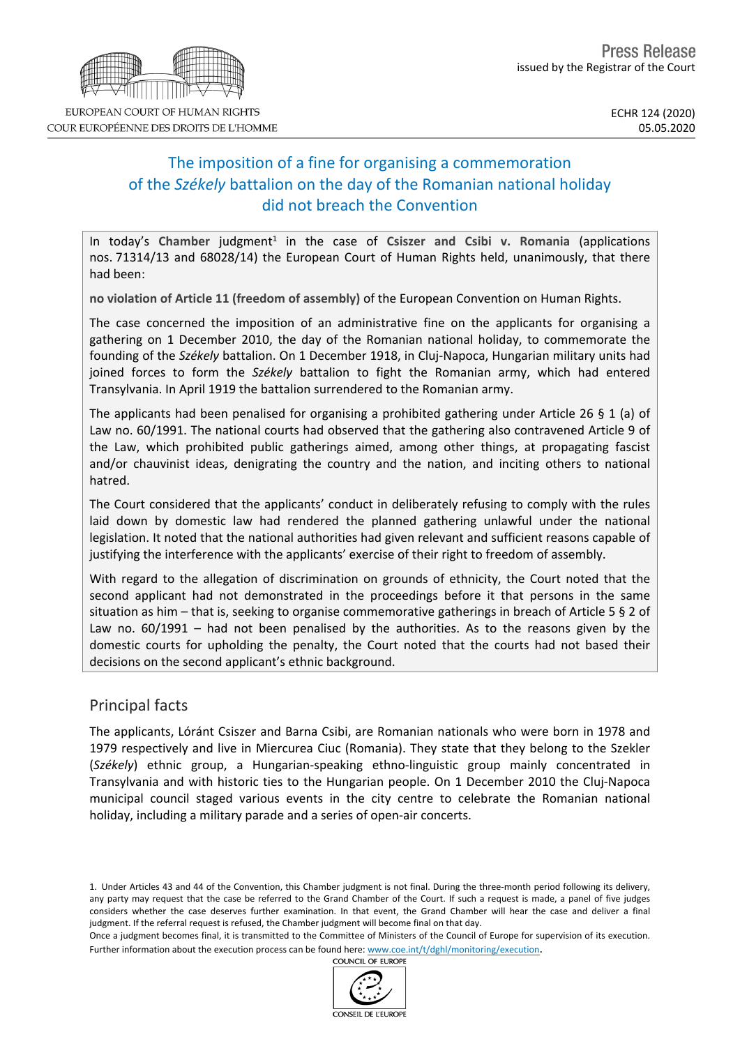European Court of Human Rights
Cour européenne des droits de l'homme

# Press Release

issued by the Registrar of the Court

ECHR 124 (2020)
05.05.2020

## The imposition of a fine for organising a commemoration of the *Székely* battalion on the day of the Romanian national holiday did not breach the Convention

In today's **Chamber** judgment[1] in the case of **Csiszer and Csibi v. Romania** (applications nos. 71314/13 and 68028/14) the European Court of Human Rights held, unanimously, that there had been:

**no violation of Article 11 (freedom of assembly)** of the European Convention on Human Rights.

The case concerned the imposition of an administrative fine on the applicants for organising a gathering on 1 December 2010, the day of the Romanian national holiday, to commemorate the founding of the *Székely* battalion. On 1 December 1918, in Cluj-Napoca, Hungarian military units had joined forces to form the *Székely* battalion to fight the Romanian army, which had entered Transylvania. In April 1919 the battalion surrendered to the Romanian army.

The applicants had been penalised for organising a prohibited gathering under Article 26 § 1 (a) of Law no. 60/1991. The national courts had observed that the gathering also contravened Article 9 of the Law, which prohibited public gatherings aimed, among other things, at propagating fascist and/or chauvinist ideas, denigrating the country and the nation, and inciting others to national hatred.

The Court considered that the applicants' conduct in deliberately refusing to comply with the rules laid down by domestic law had rendered the planned gathering unlawful under the national legislation. It noted that the national authorities had given relevant and sufficient reasons capable of justifying the interference with the applicants' exercise of their right to freedom of assembly.

With regard to the allegation of discrimination on grounds of ethnicity, the Court noted that the second applicant had not demonstrated in the proceedings before it that persons in the same situation as him – that is, seeking to organise commemorative gatherings in breach of Article 5 § 2 of Law no. 60/1991 – had not been penalised by the authorities. As to the reasons given by the domestic courts for upholding the penalty, the Court noted that the courts had not based their decisions on the second applicant's ethnic background.

## Principal facts

The applicants, Lóránt Csiszer and Barna Csibi, are Romanian nationals who were born in 1978 and 1979 respectively and live in Miercurea Ciuc (Romania). They state that they belong to the Szekler (*Székely*) ethnic group, a Hungarian-speaking ethno-linguistic group mainly concentrated in Transylvania and with historic ties to the Hungarian people. On 1 December 2010 the Cluj-Napoca municipal council staged various events in the city centre to celebrate the Romanian national holiday, including a military parade and a series of open-air concerts.

---

1. Under Articles 43 and 44 of the Convention, this Chamber judgment is not final. During the three-month period following its delivery, any party may request that the case be referred to the Grand Chamber of the Court. If such a request is made, a panel of five judges considers whether the case deserves further examination. In that event, the Grand Chamber will hear the case and deliver a final judgment. If the referral request is refused, the Chamber judgment will become final on that day.
Once a judgment becomes final, it is transmitted to the Committee of Ministers of the Council of Europe for supervision of its execution. Further information about the execution process can be found here: www.coe.int/t/dghl/monitoring/execution.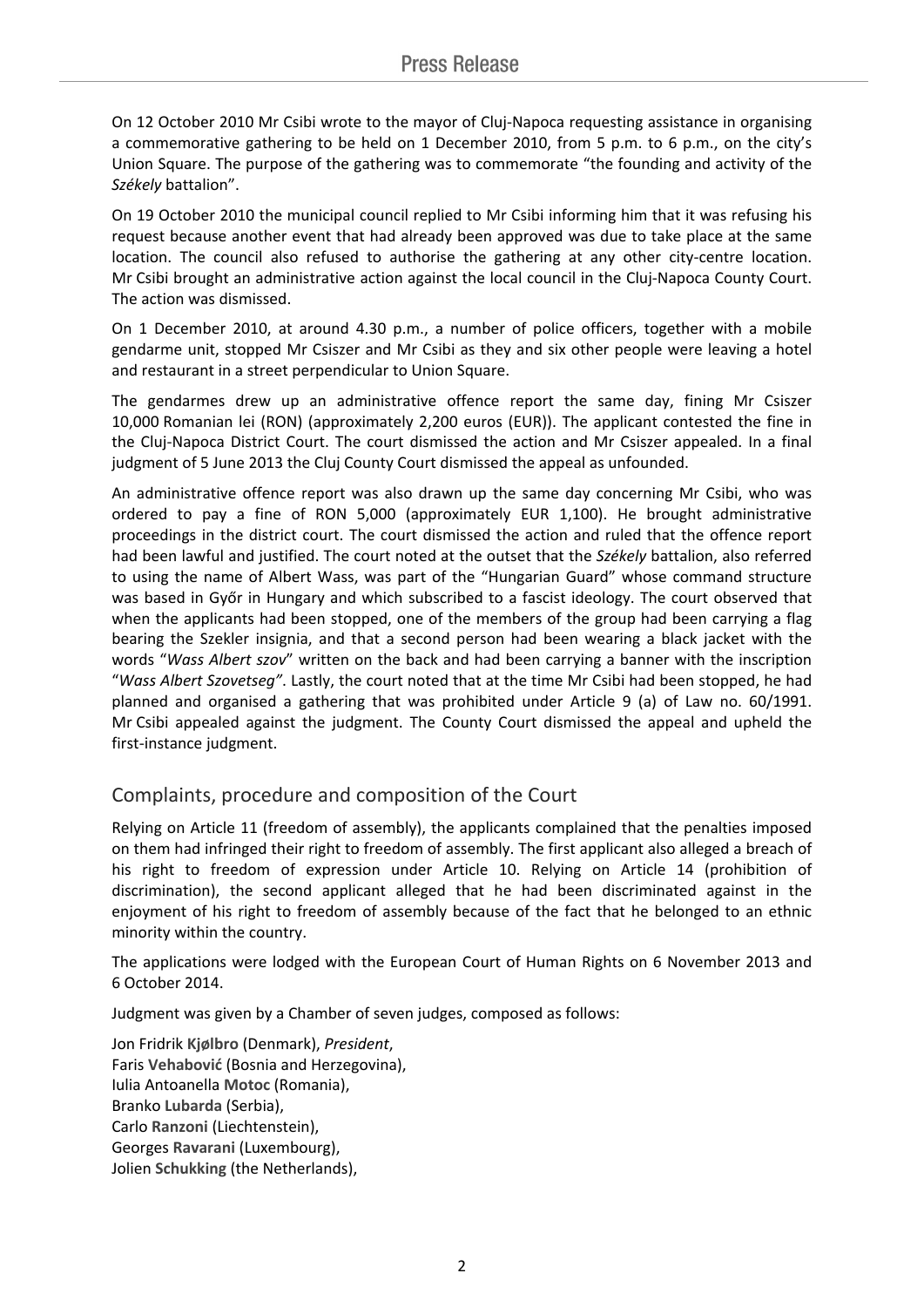On 12 October 2010 Mr Csibi wrote to the mayor of Cluj-Napoca requesting assistance in organising a commemorative gathering to be held on 1 December 2010, from 5 p.m. to 6 p.m., on the city's Union Square. The purpose of the gathering was to commemorate "the founding and activity of the *Székely* battalion".

On 19 October 2010 the municipal council replied to Mr Csibi informing him that it was refusing his request because another event that had already been approved was due to take place at the same location. The council also refused to authorise the gathering at any other city-centre location. Mr Csibi brought an administrative action against the local council in the Cluj-Napoca County Court. The action was dismissed.

On 1 December 2010, at around 4.30 p.m., a number of police officers, together with a mobile gendarme unit, stopped Mr Csiszer and Mr Csibi as they and six other people were leaving a hotel and restaurant in a street perpendicular to Union Square.

The gendarmes drew up an administrative offence report the same day, fining Mr Csiszer 10,000 Romanian lei (RON) (approximately 2,200 euros (EUR)). The applicant contested the fine in the Cluj-Napoca District Court. The court dismissed the action and Mr Csiszer appealed. In a final judgment of 5 June 2013 the Cluj County Court dismissed the appeal as unfounded.

An administrative offence report was also drawn up the same day concerning Mr Csibi, who was ordered to pay a fine of RON 5,000 (approximately EUR 1,100). He brought administrative proceedings in the district court. The court dismissed the action and ruled that the offence report had been lawful and justified. The court noted at the outset that the *Székely* battalion, also referred to using the name of Albert Wass, was part of the "Hungarian Guard" whose command structure was based in Győr in Hungary and which subscribed to a fascist ideology. The court observed that when the applicants had been stopped, one of the members of the group had been carrying a flag bearing the Szekler insignia, and that a second person had been wearing a black jacket with the words "*Wass Albert szov*" written on the back and had been carrying a banner with the inscription "*Wass Albert Szovetseg"*. Lastly, the court noted that at the time Mr Csibi had been stopped, he had planned and organised a gathering that was prohibited under Article 9 (a) of Law no. 60/1991. Mr Csibi appealed against the judgment. The County Court dismissed the appeal and upheld the first-instance judgment.

## Complaints, procedure and composition of the Court

Relying on Article 11 (freedom of assembly), the applicants complained that the penalties imposed on them had infringed their right to freedom of assembly. The first applicant also alleged a breach of his right to freedom of expression under Article 10. Relying on Article 14 (prohibition of discrimination), the second applicant alleged that he had been discriminated against in the enjoyment of his right to freedom of assembly because of the fact that he belonged to an ethnic minority within the country.

The applications were lodged with the European Court of Human Rights on 6 November 2013 and 6 October 2014.

Judgment was given by a Chamber of seven judges, composed as follows:

Jon Fridrik **Kjølbro** (Denmark), *President*,
Faris **Vehabović** (Bosnia and Herzegovina),
Iulia Antoanella **Motoc** (Romania),
Branko **Lubarda** (Serbia),
Carlo **Ranzoni** (Liechtenstein),
Georges **Ravarani** (Luxembourg),
Jolien **Schukking** (the Netherlands),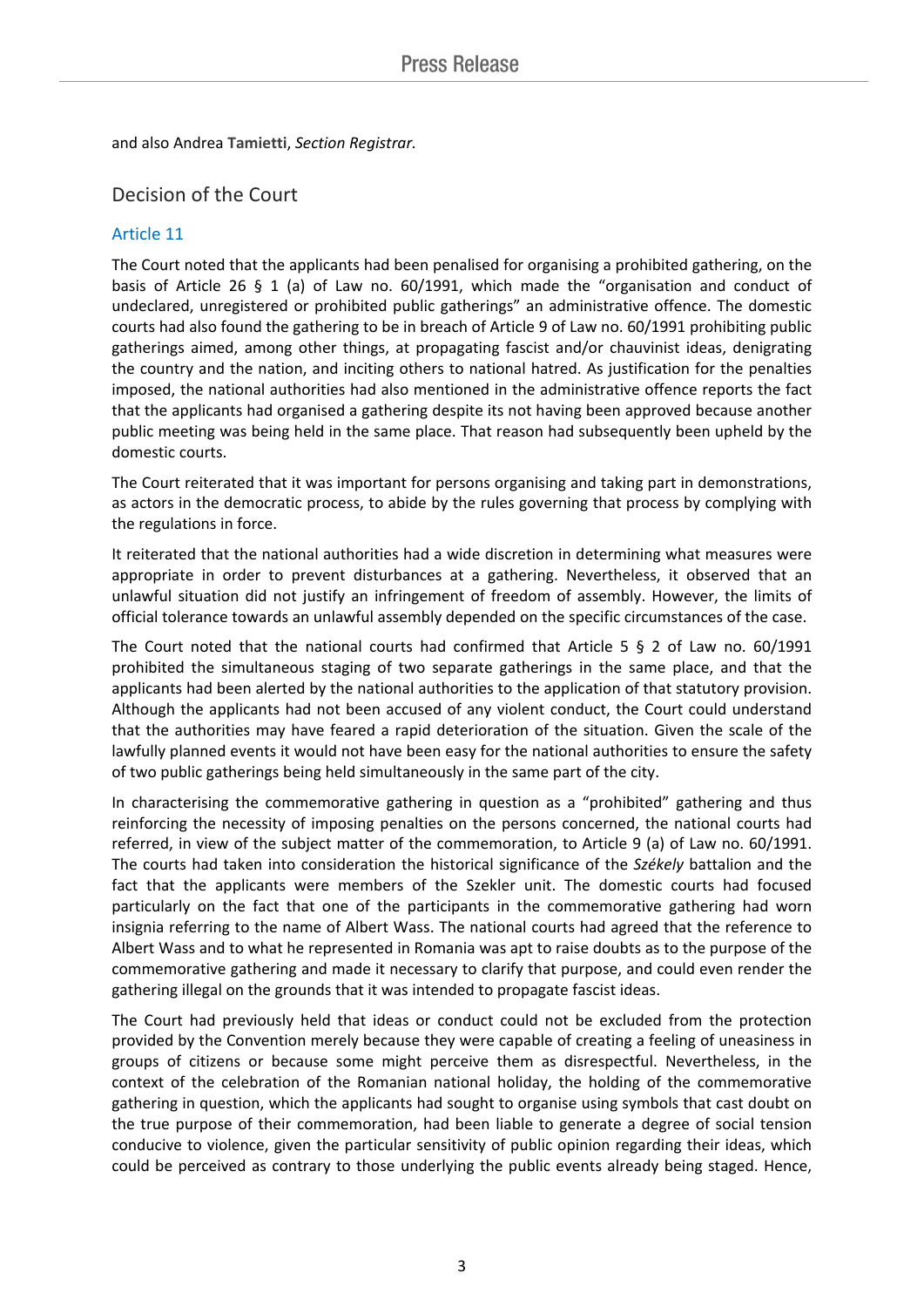and also Andrea **Tamietti**, *Section Registrar.*

## Decision of the Court

### Article 11

The Court noted that the applicants had been penalised for organising a prohibited gathering, on the basis of Article 26 § 1 (a) of Law no. 60/1991, which made the "organisation and conduct of undeclared, unregistered or prohibited public gatherings" an administrative offence. The domestic courts had also found the gathering to be in breach of Article 9 of Law no. 60/1991 prohibiting public gatherings aimed, among other things, at propagating fascist and/or chauvinist ideas, denigrating the country and the nation, and inciting others to national hatred. As justification for the penalties imposed, the national authorities had also mentioned in the administrative offence reports the fact that the applicants had organised a gathering despite its not having been approved because another public meeting was being held in the same place. That reason had subsequently been upheld by the domestic courts.

The Court reiterated that it was important for persons organising and taking part in demonstrations, as actors in the democratic process, to abide by the rules governing that process by complying with the regulations in force.

It reiterated that the national authorities had a wide discretion in determining what measures were appropriate in order to prevent disturbances at a gathering. Nevertheless, it observed that an unlawful situation did not justify an infringement of freedom of assembly. However, the limits of official tolerance towards an unlawful assembly depended on the specific circumstances of the case.

The Court noted that the national courts had confirmed that Article 5 § 2 of Law no. 60/1991 prohibited the simultaneous staging of two separate gatherings in the same place, and that the applicants had been alerted by the national authorities to the application of that statutory provision. Although the applicants had not been accused of any violent conduct, the Court could understand that the authorities may have feared a rapid deterioration of the situation. Given the scale of the lawfully planned events it would not have been easy for the national authorities to ensure the safety of two public gatherings being held simultaneously in the same part of the city.

In characterising the commemorative gathering in question as a "prohibited" gathering and thus reinforcing the necessity of imposing penalties on the persons concerned, the national courts had referred, in view of the subject matter of the commemoration, to Article 9 (a) of Law no. 60/1991. The courts had taken into consideration the historical significance of the *Székely* battalion and the fact that the applicants were members of the Szekler unit. The domestic courts had focused particularly on the fact that one of the participants in the commemorative gathering had worn insignia referring to the name of Albert Wass. The national courts had agreed that the reference to Albert Wass and to what he represented in Romania was apt to raise doubts as to the purpose of the commemorative gathering and made it necessary to clarify that purpose, and could even render the gathering illegal on the grounds that it was intended to propagate fascist ideas.

The Court had previously held that ideas or conduct could not be excluded from the protection provided by the Convention merely because they were capable of creating a feeling of uneasiness in groups of citizens or because some might perceive them as disrespectful. Nevertheless, in the context of the celebration of the Romanian national holiday, the holding of the commemorative gathering in question, which the applicants had sought to organise using symbols that cast doubt on the true purpose of their commemoration, had been liable to generate a degree of social tension conducive to violence, given the particular sensitivity of public opinion regarding their ideas, which could be perceived as contrary to those underlying the public events already being staged. Hence,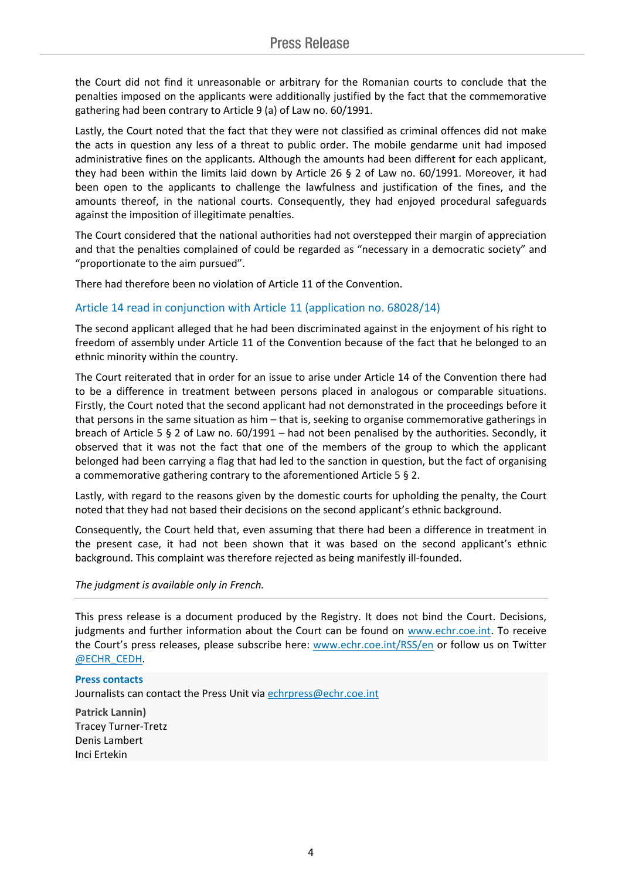the Court did not find it unreasonable or arbitrary for the Romanian courts to conclude that the penalties imposed on the applicants were additionally justified by the fact that the commemorative gathering had been contrary to Article 9 (a) of Law no. 60/1991.

Lastly, the Court noted that the fact that they were not classified as criminal offences did not make the acts in question any less of a threat to public order. The mobile gendarme unit had imposed administrative fines on the applicants. Although the amounts had been different for each applicant, they had been within the limits laid down by Article 26 § 2 of Law no. 60/1991. Moreover, it had been open to the applicants to challenge the lawfulness and justification of the fines, and the amounts thereof, in the national courts. Consequently, they had enjoyed procedural safeguards against the imposition of illegitimate penalties.

The Court considered that the national authorities had not overstepped their margin of appreciation and that the penalties complained of could be regarded as "necessary in a democratic society" and "proportionate to the aim pursued".

There had therefore been no violation of Article 11 of the Convention.

### Article 14 read in conjunction with Article 11 (application no. 68028/14)

The second applicant alleged that he had been discriminated against in the enjoyment of his right to freedom of assembly under Article 11 of the Convention because of the fact that he belonged to an ethnic minority within the country.

The Court reiterated that in order for an issue to arise under Article 14 of the Convention there had to be a difference in treatment between persons placed in analogous or comparable situations. Firstly, the Court noted that the second applicant had not demonstrated in the proceedings before it that persons in the same situation as him – that is, seeking to organise commemorative gatherings in breach of Article 5 § 2 of Law no. 60/1991 – had not been penalised by the authorities. Secondly, it observed that it was not the fact that one of the members of the group to which the applicant belonged had been carrying a flag that had led to the sanction in question, but the fact of organising a commemorative gathering contrary to the aforementioned Article 5 § 2.

Lastly, with regard to the reasons given by the domestic courts for upholding the penalty, the Court noted that they had not based their decisions on the second applicant's ethnic background.

Consequently, the Court held that, even assuming that there had been a difference in treatment in the present case, it had not been shown that it was based on the second applicant's ethnic background. This complaint was therefore rejected as being manifestly ill-founded.

*The judgment is available only in French.*

---

This press release is a document produced by the Registry. It does not bind the Court. Decisions, judgments and further information about the Court can be found on [www.echr.coe.int](www.echr.coe.int). To receive the Court's press releases, please subscribe here: [www.echr.coe.int/RSS/en](www.echr.coe.int/RSS/en) or follow us on Twitter [@ECHR_CEDH](@ECHR_CEDH).

**Press contacts**
Journalists can contact the Press Unit via [echrpress@echr.coe.int](mailto:echrpress@echr.coe.int)

**Patrick Lannin)**
Tracey Turner-Tretz
Denis Lambert
Inci Ertekin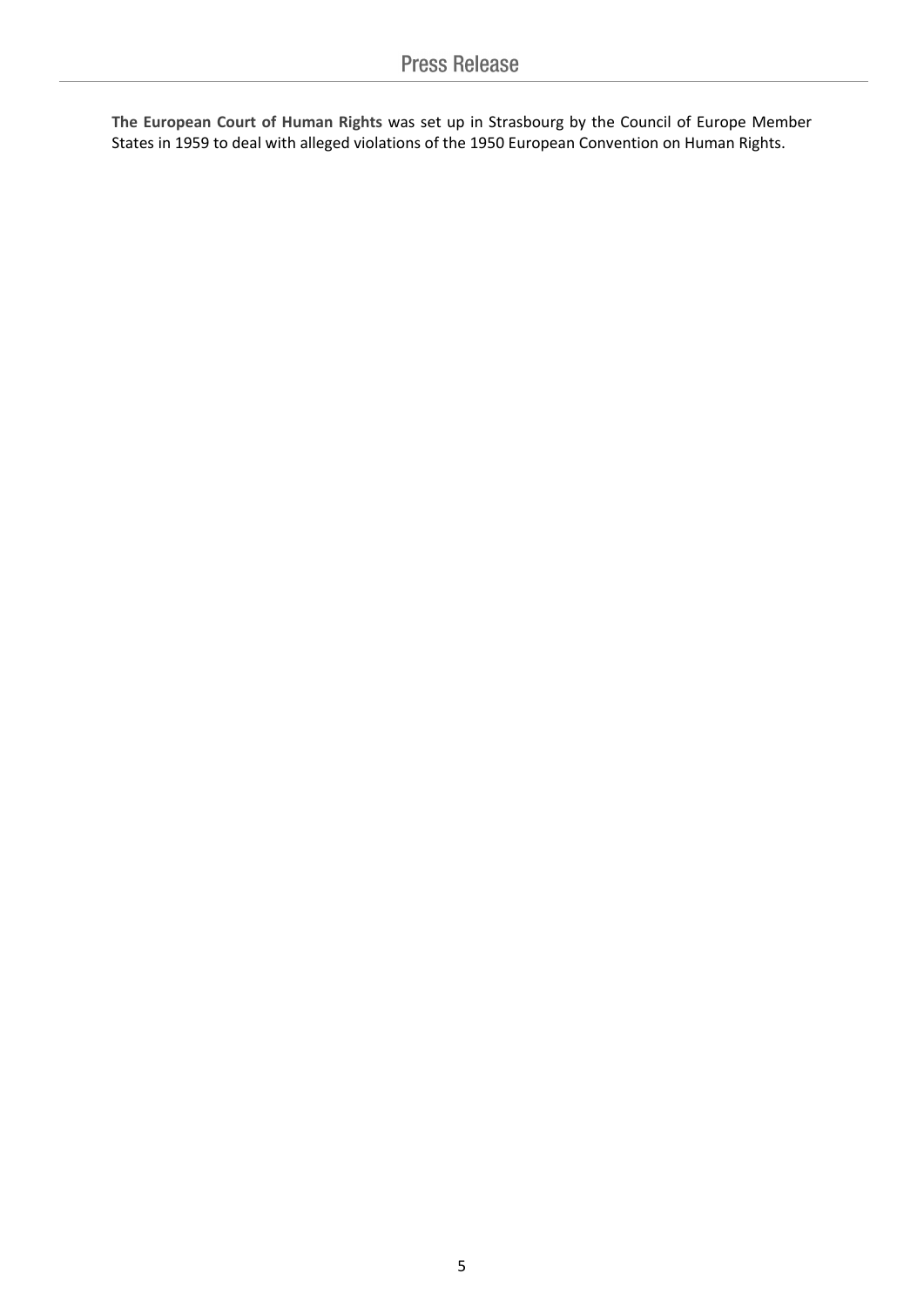**The European Court of Human Rights** was set up in Strasbourg by the Council of Europe Member States in 1959 to deal with alleged violations of the 1950 European Convention on Human Rights.